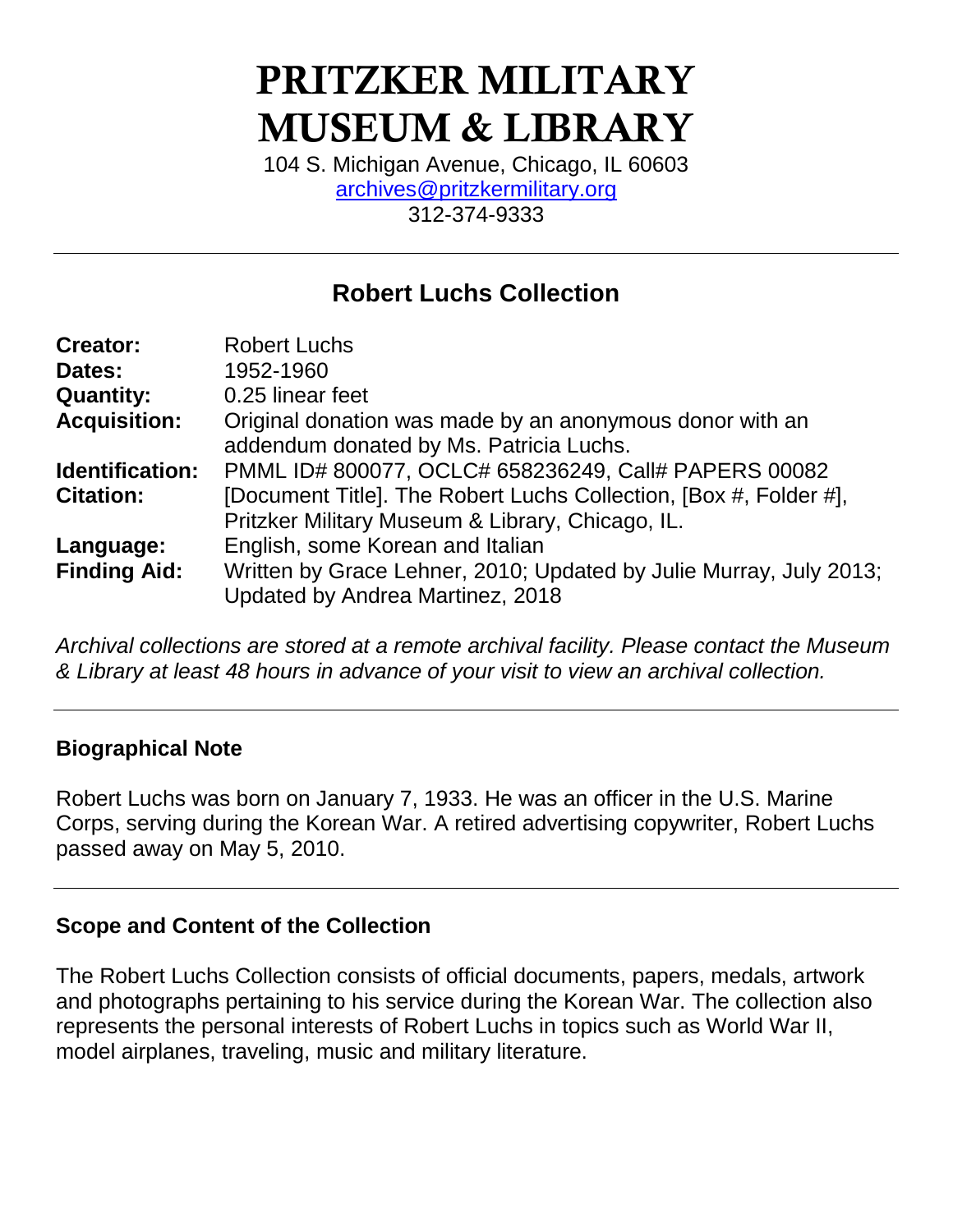# PRITZKER MILITARY MUSEUM & LIBRARY

104 S. Michigan Avenue, Chicago, IL 60603
archives@pritzkermilitary.org
312-374-9333

---

## Robert Luchs Collection

| | |
|---|---|
| **Creator:** | Robert Luchs |
| **Dates:** | 1952-1960 |
| **Quantity:** | 0.25 linear feet |
| **Acquisition:** | Original donation was made by an anonymous donor with an addendum donated by Ms. Patricia Luchs. |
| **Identification:** | PMML ID# 800077, OCLC# 658236249, Call# PAPERS 00082 |
| **Citation:** | [Document Title]. The Robert Luchs Collection, [Box #, Folder #], Pritzker Military Museum & Library, Chicago, IL. |
| **Language:** | English, some Korean and Italian |
| **Finding Aid:** | Written by Grace Lehner, 2010; Updated by Julie Murray, July 2013; Updated by Andrea Martinez, 2018 |

*Archival collections are stored at a remote archival facility. Please contact the Museum & Library at least 48 hours in advance of your visit to view an archival collection.*

---

### Biographical Note

Robert Luchs was born on January 7, 1933. He was an officer in the U.S. Marine Corps, serving during the Korean War. A retired advertising copywriter, Robert Luchs passed away on May 5, 2010.

---

### Scope and Content of the Collection

The Robert Luchs Collection consists of official documents, papers, medals, artwork and photographs pertaining to his service during the Korean War. The collection also represents the personal interests of Robert Luchs in topics such as World War II, model airplanes, traveling, music and military literature.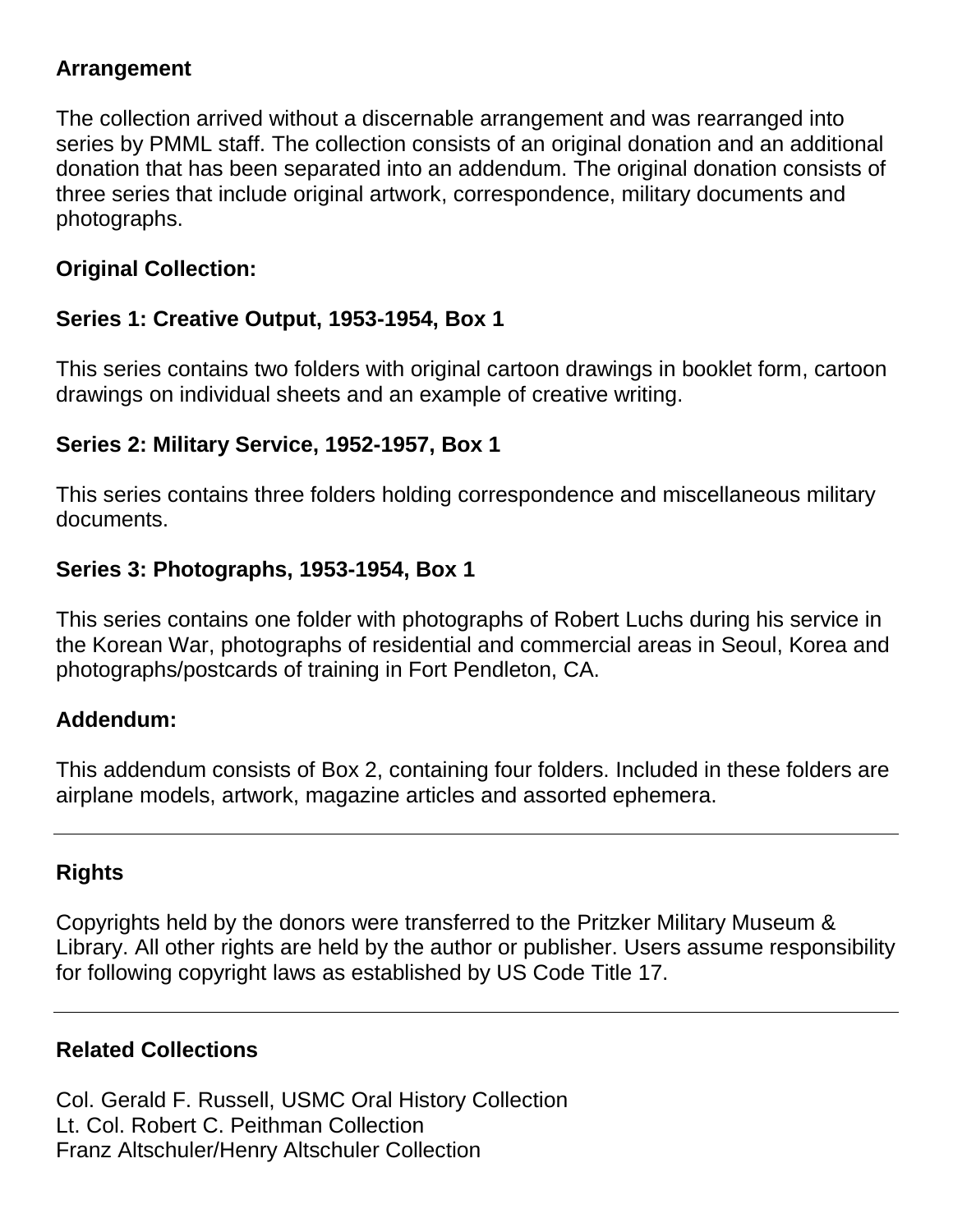## Arrangement

The collection arrived without a discernable arrangement and was rearranged into series by PMML staff. The collection consists of an original donation and an additional donation that has been separated into an addendum. The original donation consists of three series that include original artwork, correspondence, military documents and photographs.

### Original Collection:

### Series 1: Creative Output, 1953-1954, Box 1

This series contains two folders with original cartoon drawings in booklet form, cartoon drawings on individual sheets and an example of creative writing.

### Series 2: Military Service, 1952-1957, Box 1

This series contains three folders holding correspondence and miscellaneous military documents.

### Series 3: Photographs, 1953-1954, Box 1

This series contains one folder with photographs of Robert Luchs during his service in the Korean War, photographs of residential and commercial areas in Seoul, Korea and photographs/postcards of training in Fort Pendleton, CA.

### Addendum:

This addendum consists of Box 2, containing four folders. Included in these folders are airplane models, artwork, magazine articles and assorted ephemera.

---

## Rights

Copyrights held by the donors were transferred to the Pritzker Military Museum & Library. All other rights are held by the author or publisher. Users assume responsibility for following copyright laws as established by US Code Title 17.

---

## Related Collections

Col. Gerald F. Russell, USMC Oral History Collection
Lt. Col. Robert C. Peithman Collection
Franz Altschuler/Henry Altschuler Collection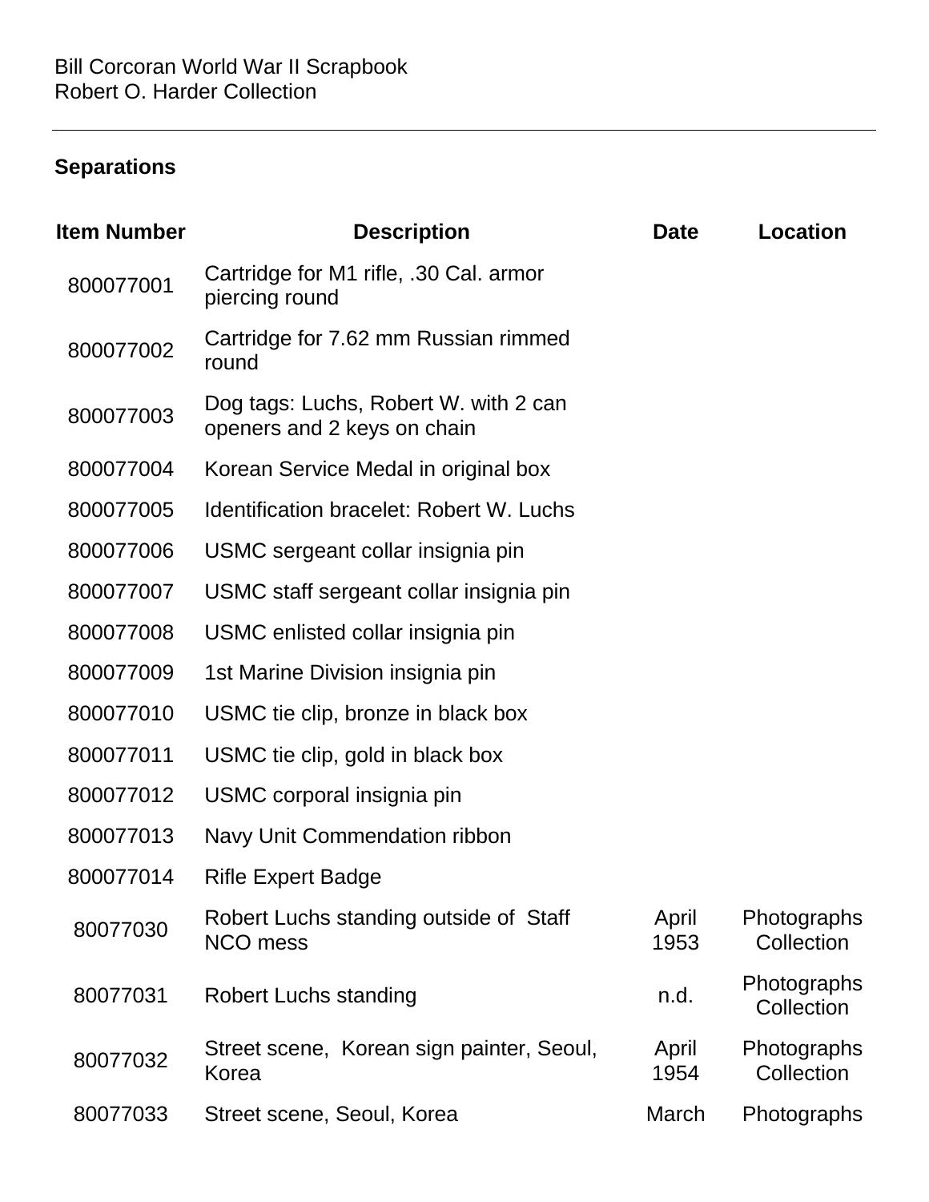## Separations

| Item Number | Description | Date | Location |
|---|---|---|---|
| 800077001 | Cartridge for M1 rifle, .30 Cal. armor piercing round | | |
| 800077002 | Cartridge for 7.62 mm Russian rimmed round | | |
| 800077003 | Dog tags: Luchs, Robert W. with 2 can openers and 2 keys on chain | | |
| 800077004 | Korean Service Medal in original box | | |
| 800077005 | Identification bracelet: Robert W. Luchs | | |
| 800077006 | USMC sergeant collar insignia pin | | |
| 800077007 | USMC staff sergeant collar insignia pin | | |
| 800077008 | USMC enlisted collar insignia pin | | |
| 800077009 | 1st Marine Division insignia pin | | |
| 800077010 | USMC tie clip, bronze in black box | | |
| 800077011 | USMC tie clip, gold in black box | | |
| 800077012 | USMC corporal insignia pin | | |
| 800077013 | Navy Unit Commendation ribbon | | |
| 800077014 | Rifle Expert Badge | | |
| 80077030 | Robert Luchs standing outside of Staff NCO mess | April 1953 | Photographs Collection |
| 80077031 | Robert Luchs standing | n.d. | Photographs Collection |
| 80077032 | Street scene, Korean sign painter, Seoul, Korea | April 1954 | Photographs Collection |
| 80077033 | Street scene, Seoul, Korea | March | Photographs |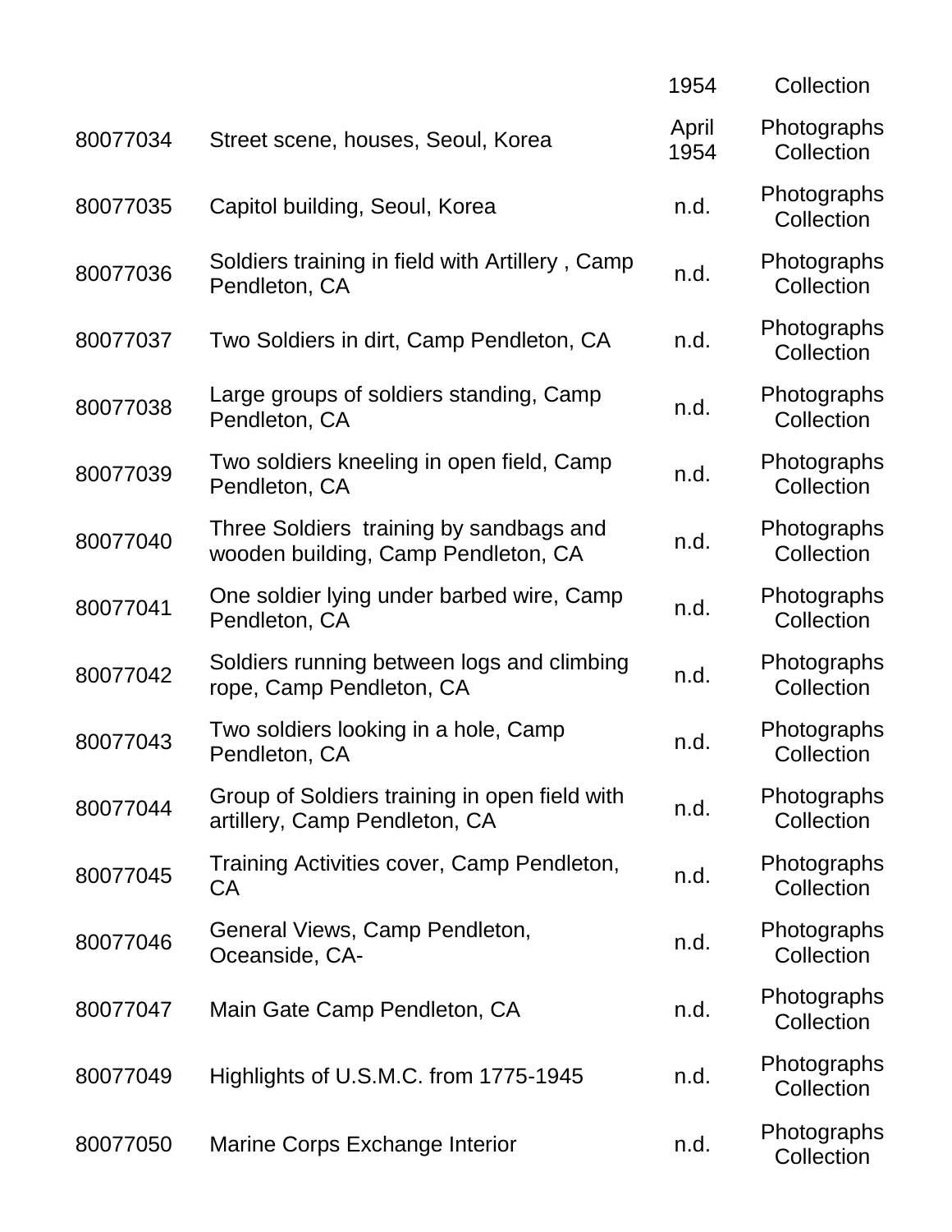| | | 1954 | Collection |
|---|---|---|---|
| 80077034 | Street scene, houses, Seoul, Korea | April 1954 | Photographs Collection |
| 80077035 | Capitol building, Seoul, Korea | n.d. | Photographs Collection |
| 80077036 | Soldiers training in field with Artillery , Camp Pendleton, CA | n.d. | Photographs Collection |
| 80077037 | Two Soldiers in dirt, Camp Pendleton, CA | n.d. | Photographs Collection |
| 80077038 | Large groups of soldiers standing, Camp Pendleton, CA | n.d. | Photographs Collection |
| 80077039 | Two soldiers kneeling in open field, Camp Pendleton, CA | n.d. | Photographs Collection |
| 80077040 | Three Soldiers training by sandbags and wooden building, Camp Pendleton, CA | n.d. | Photographs Collection |
| 80077041 | One soldier lying under barbed wire, Camp Pendleton, CA | n.d. | Photographs Collection |
| 80077042 | Soldiers running between logs and climbing rope, Camp Pendleton, CA | n.d. | Photographs Collection |
| 80077043 | Two soldiers looking in a hole, Camp Pendleton, CA | n.d. | Photographs Collection |
| 80077044 | Group of Soldiers training in open field with artillery, Camp Pendleton, CA | n.d. | Photographs Collection |
| 80077045 | Training Activities cover, Camp Pendleton, CA | n.d. | Photographs Collection |
| 80077046 | General Views, Camp Pendleton, Oceanside, CA- | n.d. | Photographs Collection |
| 80077047 | Main Gate Camp Pendleton, CA | n.d. | Photographs Collection |
| 80077049 | Highlights of U.S.M.C. from 1775-1945 | n.d. | Photographs Collection |
| 80077050 | Marine Corps Exchange Interior | n.d. | Photographs Collection |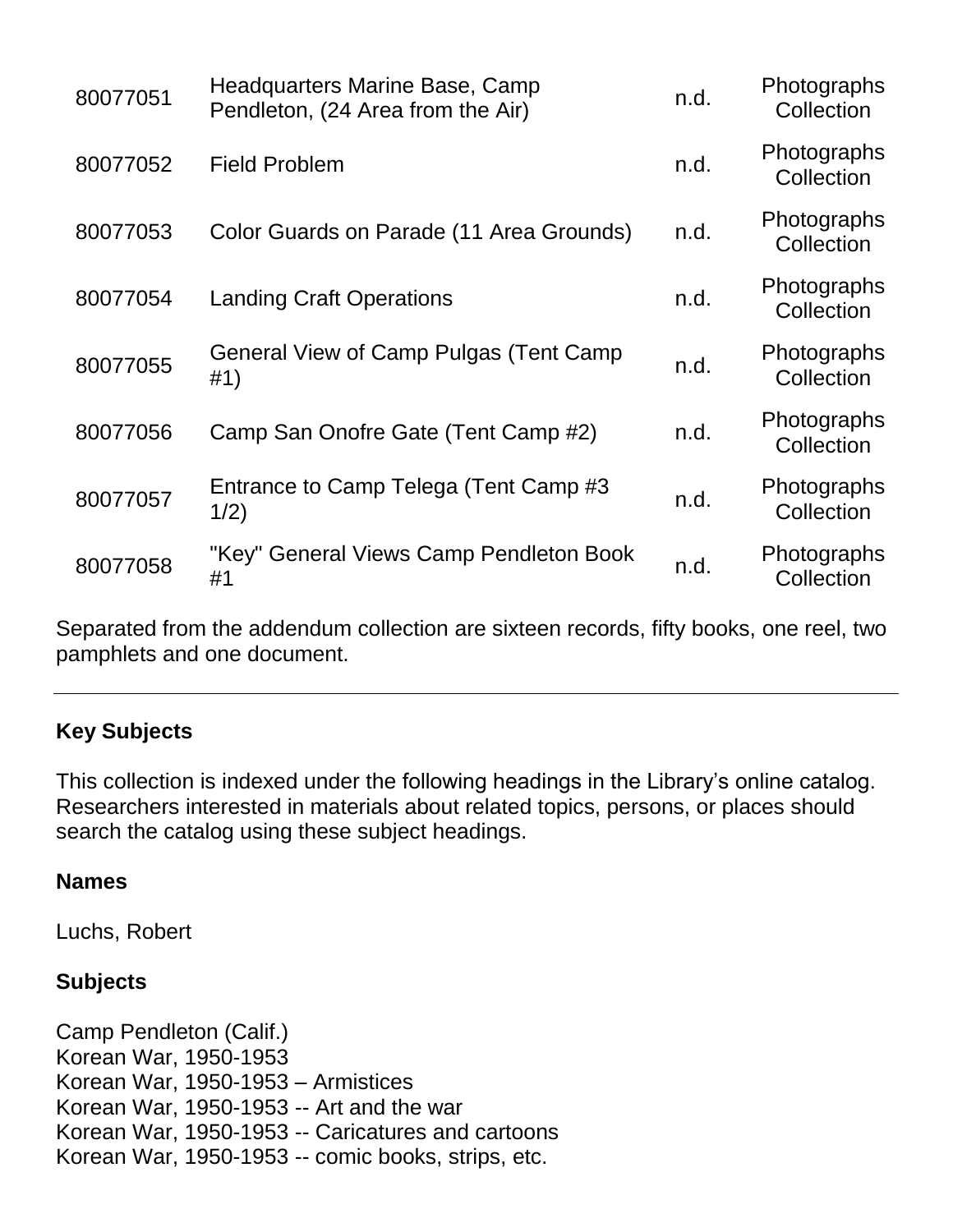| | | | |
|---|---|---|---|
| 80077051 | Headquarters Marine Base, Camp Pendleton, (24 Area from the Air) | n.d. | Photographs Collection |
| 80077052 | Field Problem | n.d. | Photographs Collection |
| 80077053 | Color Guards on Parade (11 Area Grounds) | n.d. | Photographs Collection |
| 80077054 | Landing Craft Operations | n.d. | Photographs Collection |
| 80077055 | General View of Camp Pulgas (Tent Camp #1) | n.d. | Photographs Collection |
| 80077056 | Camp San Onofre Gate (Tent Camp #2) | n.d. | Photographs Collection |
| 80077057 | Entrance to Camp Telega (Tent Camp #3 1/2) | n.d. | Photographs Collection |
| 80077058 | "Key" General Views Camp Pendleton Book #1 | n.d. | Photographs Collection |

Separated from the addendum collection are sixteen records, fifty books, one reel, two pamphlets and one document.

---

## Key Subjects

This collection is indexed under the following headings in the Library's online catalog. Researchers interested in materials about related topics, persons, or places should search the catalog using these subject headings.

### Names

Luchs, Robert

### Subjects

Camp Pendleton (Calif.)
Korean War, 1950-1953
Korean War, 1950-1953 – Armistices
Korean War, 1950-1953 -- Art and the war
Korean War, 1950-1953 -- Caricatures and cartoons
Korean War, 1950-1953 -- comic books, strips, etc.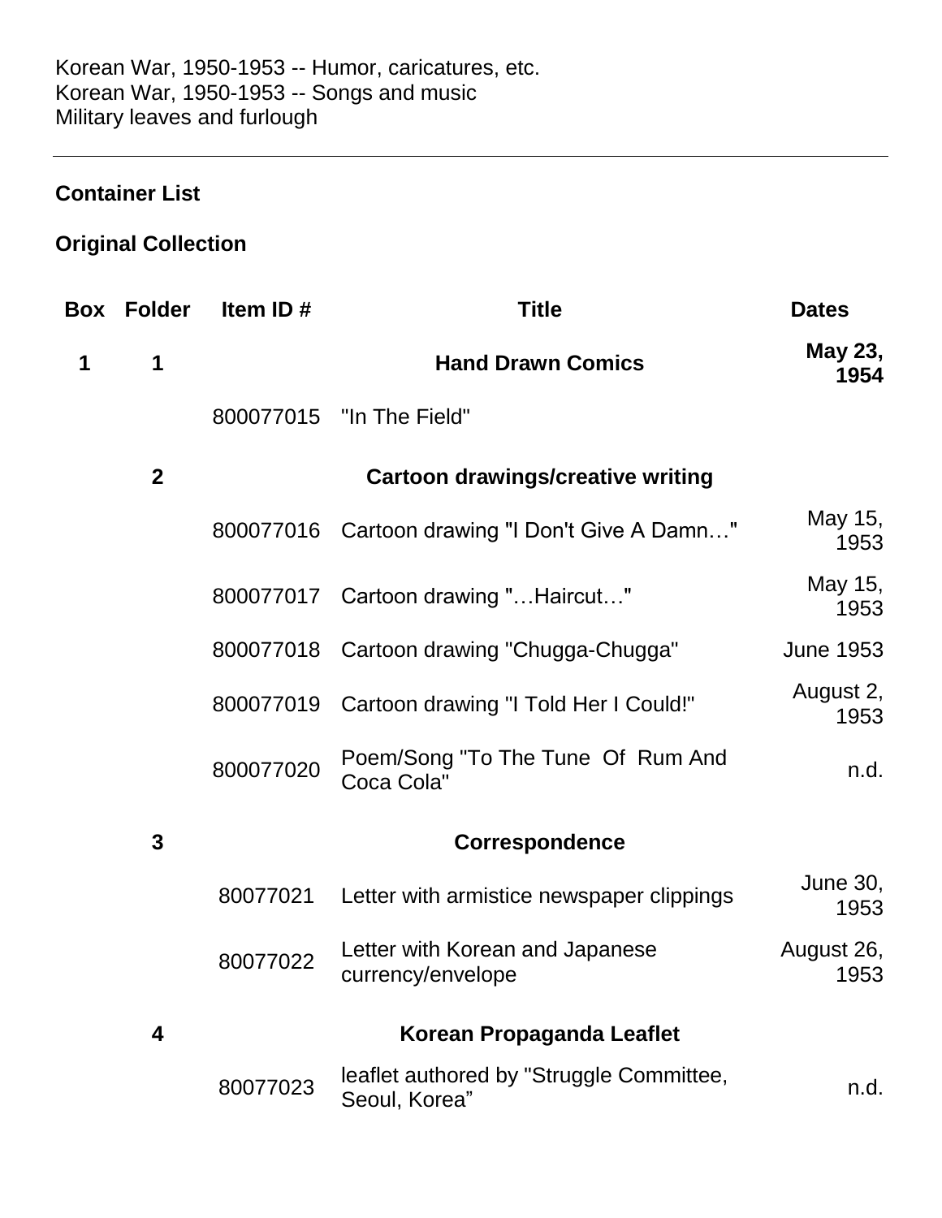Korean War, 1950-1953 -- Humor, caricatures, etc.
Korean War, 1950-1953 -- Songs and music
Military leaves and furlough

---

## Container List

## Original Collection

| Box | Folder | Item ID # | Title | Dates |
|---|---|---|---|---|
| **1** | **1** | | **Hand Drawn Comics** | **May 23, 1954** |
| | | 800077015 | "In The Field" | |
| | **2** | | **Cartoon drawings/creative writing** | |
| | | 800077016 | Cartoon drawing "I Don't Give A Damn…" | May 15, 1953 |
| | | 800077017 | Cartoon drawing "…Haircut…" | May 15, 1953 |
| | | 800077018 | Cartoon drawing "Chugga-Chugga" | June 1953 |
| | | 800077019 | Cartoon drawing "I Told Her I Could!" | August 2, 1953 |
| | | 800077020 | Poem/Song "To The Tune Of Rum And Coca Cola" | n.d. |
| | **3** | | **Correspondence** | |
| | | 80077021 | Letter with armistice newspaper clippings | June 30, 1953 |
| | | 80077022 | Letter with Korean and Japanese currency/envelope | August 26, 1953 |
| | **4** | | **Korean Propaganda Leaflet** | |
| | | 80077023 | leaflet authored by "Struggle Committee, Seoul, Korea" | n.d. |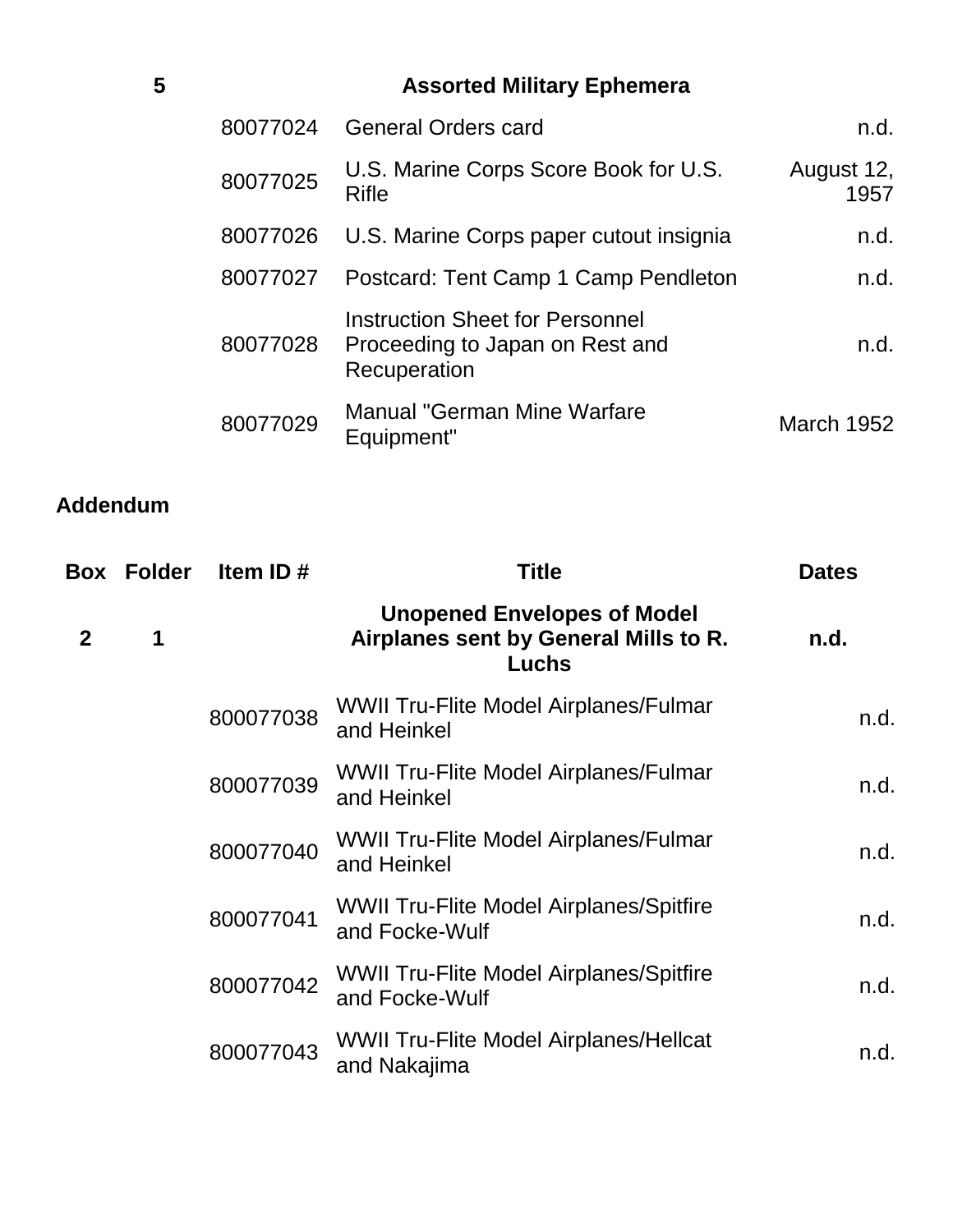| Box | Folder | Item ID # | Title | Dates |
|---|---|---|---|---|
| | 5 | | **Assorted Military Ephemera** | |
| | | 80077024 | General Orders card | n.d. |
| | | 80077025 | U.S. Marine Corps Score Book for U.S. Rifle | August 12, 1957 |
| | | 80077026 | U.S. Marine Corps paper cutout insignia | n.d. |
| | | 80077027 | Postcard: Tent Camp 1 Camp Pendleton | n.d. |
| | | 80077028 | Instruction Sheet for Personnel Proceeding to Japan on Rest and Recuperation | n.d. |
| | | 80077029 | Manual "German Mine Warfare Equipment" | March 1952 |

## Addendum

| Box | Folder | Item ID # | Title | Dates |
|---|---|---|---|---|
| **2** | **1** | | **Unopened Envelopes of Model Airplanes sent by General Mills to R. Luchs** | **n.d.** |
| | | 800077038 | WWII Tru-Flite Model Airplanes/Fulmar and Heinkel | n.d. |
| | | 800077039 | WWII Tru-Flite Model Airplanes/Fulmar and Heinkel | n.d. |
| | | 800077040 | WWII Tru-Flite Model Airplanes/Fulmar and Heinkel | n.d. |
| | | 800077041 | WWII Tru-Flite Model Airplanes/Spitfire and Focke-Wulf | n.d. |
| | | 800077042 | WWII Tru-Flite Model Airplanes/Spitfire and Focke-Wulf | n.d. |
| | | 800077043 | WWII Tru-Flite Model Airplanes/Hellcat and Nakajima | n.d. |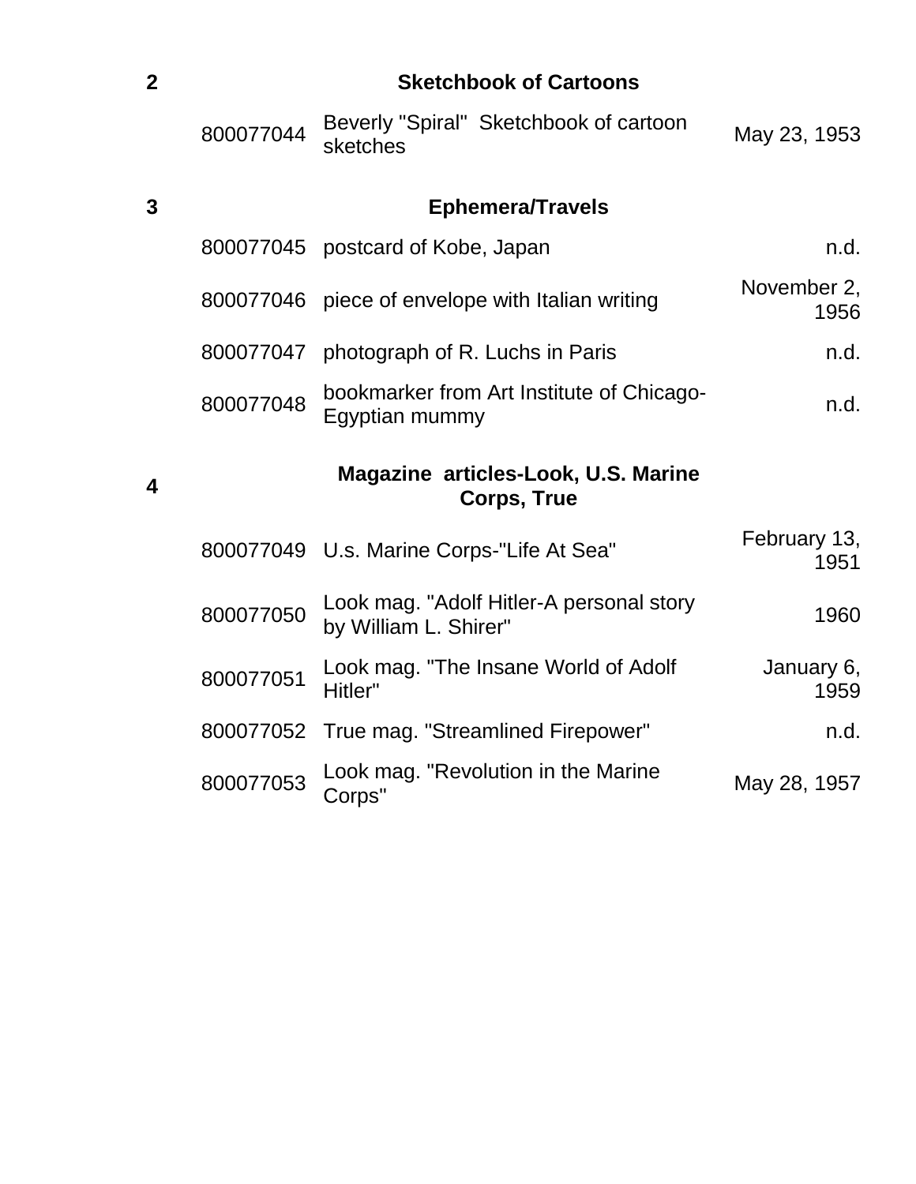| | | | |
|---|---|---|---|
| **2** | | **Sketchbook of Cartoons** | |
| | 800077044 | Beverly "Spiral"  Sketchbook of cartoon sketches | May 23, 1953 |
| **3** | | **Ephemera/Travels** | |
| | 800077045 | postcard of Kobe, Japan | n.d. |
| | 800077046 | piece of envelope with Italian writing | November 2, 1956 |
| | 800077047 | photograph of R. Luchs in Paris | n.d. |
| | 800077048 | bookmarker from Art Institute of Chicago-Egyptian mummy | n.d. |
| **4** | | **Magazine  articles-Look, U.S. Marine Corps, True** | |
| | 800077049 | U.s. Marine Corps-"Life At Sea" | February 13, 1951 |
| | 800077050 | Look mag. "Adolf Hitler-A personal story by William L. Shirer" | 1960 |
| | 800077051 | Look mag. "The Insane World of Adolf Hitler" | January 6, 1959 |
| | 800077052 | True mag. "Streamlined Firepower" | n.d. |
| | 800077053 | Look mag. "Revolution in the Marine Corps" | May 28, 1957 |